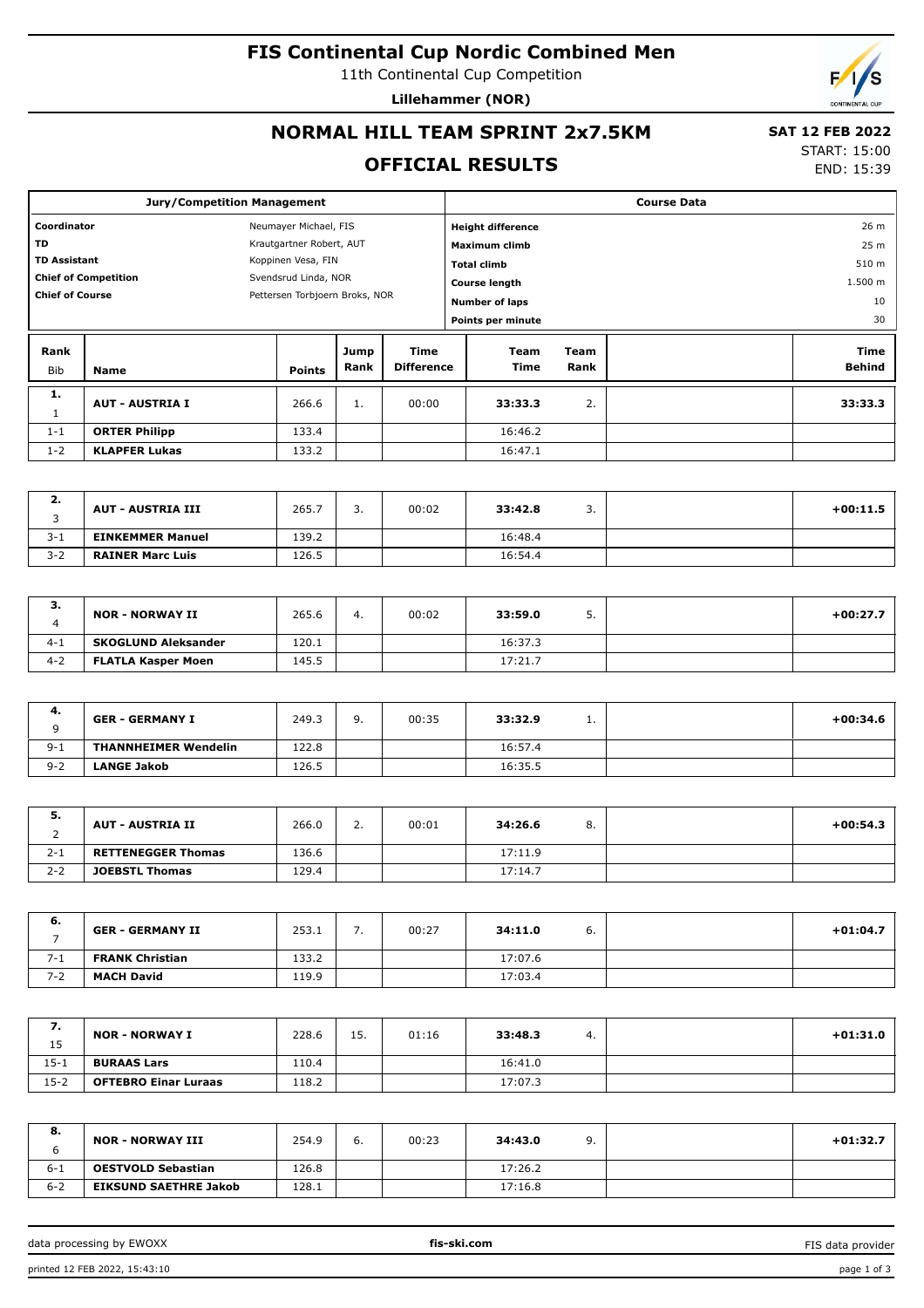# FIS Continental Cup Nordic Combined Men

11th Continental Cup Competition

**Lillehammer (NOR)**

## NORMAL HILL TEAM SPRINT 2x7.5KM

## OFFICIAL RESULTS

**SAT 12 FEB 2022**
START: 15:00
END: 15:39

| Jury/Competition Management | |
|---|---|
| **Coordinator** | Neumayer Michael, FIS |
| **TD** | Krautgartner Robert, AUT |
| **TD Assistant** | Koppinen Vesa, FIN |
| **Chief of Competition** | Svendsrud Linda, NOR |
| **Chief of Course** | Pettersen Torbjoern Broks, NOR |

| Course Data | |
|---|---|
| **Height difference** | 26 m |
| **Maximum climb** | 25 m |
| **Total climb** | 510 m |
| **Course length** | 1.500 m |
| **Number of laps** | 10 |
| **Points per minute** | 30 |

| Rank / Bib | Name | Points | Jump Rank | Time Difference | Team Time | Team Rank | Time Behind |
|---|---|---|---|---|---|---|---|
| **1.** / 1 | **AUT - AUSTRIA I** | 266.6 | 1. | 00:00 | **33:33.3** | 2. | **33:33.3** |
| 1-1 | **ORTER Philipp** | 133.4 | | | 16:46.2 | | |
| 1-2 | **KLAPFER Lukas** | 133.2 | | | 16:47.1 | | |
| **2.** / 3 | **AUT - AUSTRIA III** | 265.7 | 3. | 00:02 | **33:42.8** | 3. | **+00:11.5** |
| 3-1 | **EINKEMMER Manuel** | 139.2 | | | 16:48.4 | | |
| 3-2 | **RAINER Marc Luis** | 126.5 | | | 16:54.4 | | |
| **3.** / 4 | **NOR - NORWAY II** | 265.6 | 4. | 00:02 | **33:59.0** | 5. | **+00:27.7** |
| 4-1 | **SKOGLUND Aleksander** | 120.1 | | | 16:37.3 | | |
| 4-2 | **FLATLA Kasper Moen** | 145.5 | | | 17:21.7 | | |
| **4.** / 9 | **GER - GERMANY I** | 249.3 | 9. | 00:35 | **33:32.9** | 1. | **+00:34.6** |
| 9-1 | **THANNHEIMER Wendelin** | 122.8 | | | 16:57.4 | | |
| 9-2 | **LANGE Jakob** | 126.5 | | | 16:35.5 | | |
| **5.** / 2 | **AUT - AUSTRIA II** | 266.0 | 2. | 00:01 | **34:26.6** | 8. | **+00:54.3** |
| 2-1 | **RETTENEGGER Thomas** | 136.6 | | | 17:11.9 | | |
| 2-2 | **JOEBSTL Thomas** | 129.4 | | | 17:14.7 | | |
| **6.** / 7 | **GER - GERMANY II** | 253.1 | 7. | 00:27 | **34:11.0** | 6. | **+01:04.7** |
| 7-1 | **FRANK Christian** | 133.2 | | | 17:07.6 | | |
| 7-2 | **MACH David** | 119.9 | | | 17:03.4 | | |
| **7.** / 15 | **NOR - NORWAY I** | 228.6 | 15. | 01:16 | **33:48.3** | 4. | **+01:31.0** |
| 15-1 | **BURAAS Lars** | 110.4 | | | 16:41.0 | | |
| 15-2 | **OFTEBRO Einar Luraas** | 118.2 | | | 17:07.3 | | |
| **8.** / 6 | **NOR - NORWAY III** | 254.9 | 6. | 00:23 | **34:43.0** | 9. | **+01:32.7** |
| 6-1 | **OESTVOLD Sebastian** | 126.8 | | | 17:26.2 | | |
| 6-2 | **EIKSUND SAETHRE Jakob** | 128.1 | | | 17:16.8 | | |

data processing by EWOXX — **fis-ski.com** — FIS data provider

printed 12 FEB 2022, 15:43:10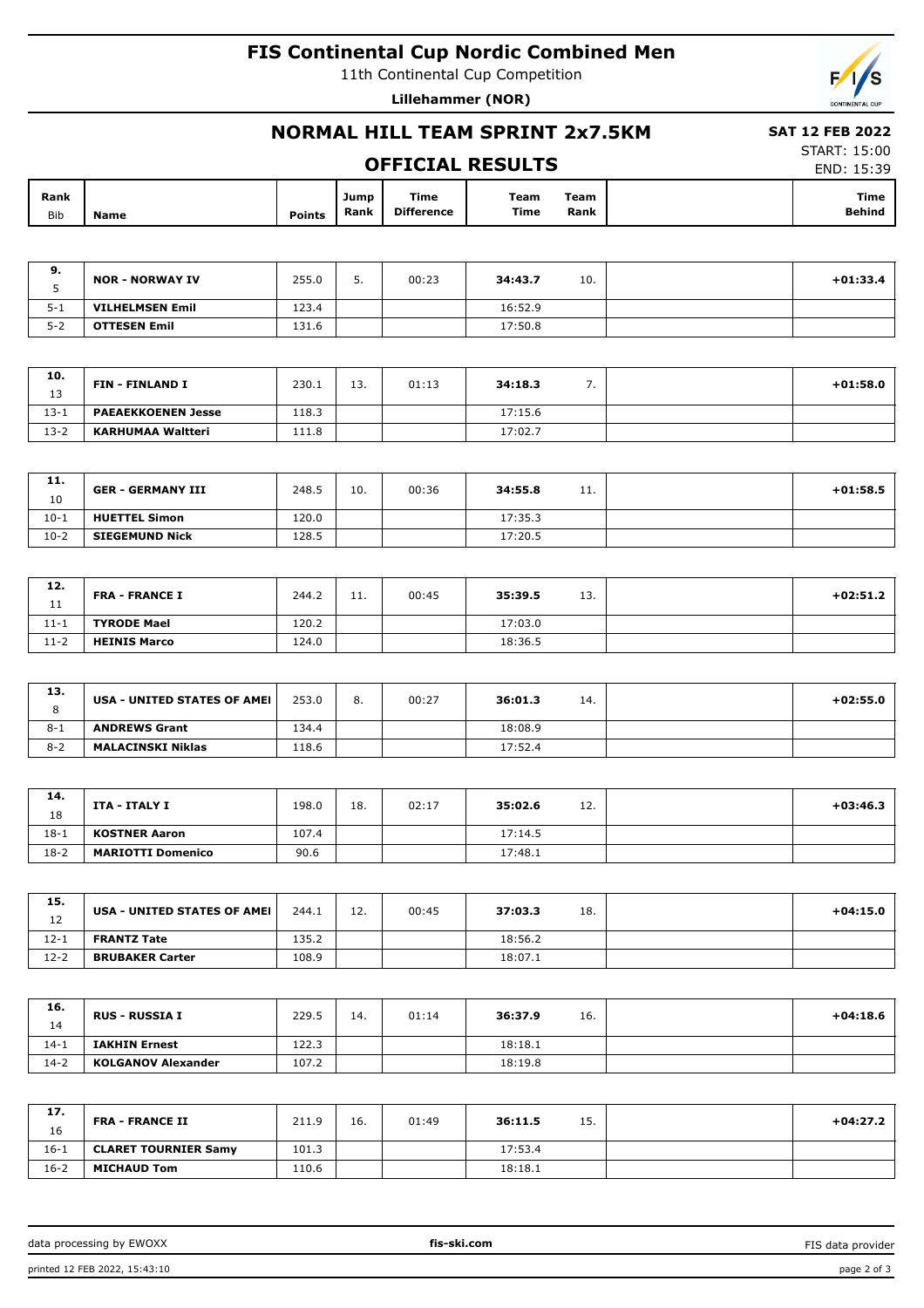# FIS Continental Cup Nordic Combined Men

11th Continental Cup Competition

**Lillehammer (NOR)**

## NORMAL HILL TEAM SPRINT 2x7.5KM

**SAT 12 FEB 2022**

START: 15:00
END: 15:39

## OFFICIAL RESULTS

| Rank / Bib | Name | Points | Jump Rank | Time Difference | Team Time | Team Rank | Time Behind |
|---|---|---|---|---|---|---|---|
| **9.** 5 | **NOR - NORWAY IV** | 255.0 | 5. | 00:23 | **34:43.7** | 10. | **+01:33.4** |
| 5-1 | **VILHELMSEN Emil** | 123.4 | | | 16:52.9 | | |
| 5-2 | **OTTESEN Emil** | 131.6 | | | 17:50.8 | | |
| **10.** 13 | **FIN - FINLAND I** | 230.1 | 13. | 01:13 | **34:18.3** | 7. | **+01:58.0** |
| 13-1 | **PAEAEKKOENEN Jesse** | 118.3 | | | 17:15.6 | | |
| 13-2 | **KARHUMAA Waltteri** | 111.8 | | | 17:02.7 | | |
| **11.** 10 | **GER - GERMANY III** | 248.5 | 10. | 00:36 | **34:55.8** | 11. | **+01:58.5** |
| 10-1 | **HUETTEL Simon** | 120.0 | | | 17:35.3 | | |
| 10-2 | **SIEGEMUND Nick** | 128.5 | | | 17:20.5 | | |
| **12.** 11 | **FRA - FRANCE I** | 244.2 | 11. | 00:45 | **35:39.5** | 13. | **+02:51.2** |
| 11-1 | **TYRODE Mael** | 120.2 | | | 17:03.0 | | |
| 11-2 | **HEINIS Marco** | 124.0 | | | 18:36.5 | | |
| **13.** 8 | **USA - UNITED STATES OF AMEI** | 253.0 | 8. | 00:27 | **36:01.3** | 14. | **+02:55.0** |
| 8-1 | **ANDREWS Grant** | 134.4 | | | 18:08.9 | | |
| 8-2 | **MALACINSKI Niklas** | 118.6 | | | 17:52.4 | | |
| **14.** 18 | **ITA - ITALY I** | 198.0 | 18. | 02:17 | **35:02.6** | 12. | **+03:46.3** |
| 18-1 | **KOSTNER Aaron** | 107.4 | | | 17:14.5 | | |
| 18-2 | **MARIOTTI Domenico** | 90.6 | | | 17:48.1 | | |
| **15.** 12 | **USA - UNITED STATES OF AMEI** | 244.1 | 12. | 00:45 | **37:03.3** | 18. | **+04:15.0** |
| 12-1 | **FRANTZ Tate** | 135.2 | | | 18:56.2 | | |
| 12-2 | **BRUBAKER Carter** | 108.9 | | | 18:07.1 | | |
| **16.** 14 | **RUS - RUSSIA I** | 229.5 | 14. | 01:14 | **36:37.9** | 16. | **+04:18.6** |
| 14-1 | **IAKHIN Ernest** | 122.3 | | | 18:18.1 | | |
| 14-2 | **KOLGANOV Alexander** | 107.2 | | | 18:19.8 | | |
| **17.** 16 | **FRA - FRANCE II** | 211.9 | 16. | 01:49 | **36:11.5** | 15. | **+04:27.2** |
| 16-1 | **CLARET TOURNIER Samy** | 101.3 | | | 17:53.4 | | |
| 16-2 | **MICHAUD Tom** | 110.6 | | | 18:18.1 | | |

data processing by EWOXX — fis-ski.com — FIS data provider

printed 12 FEB 2022, 15:43:10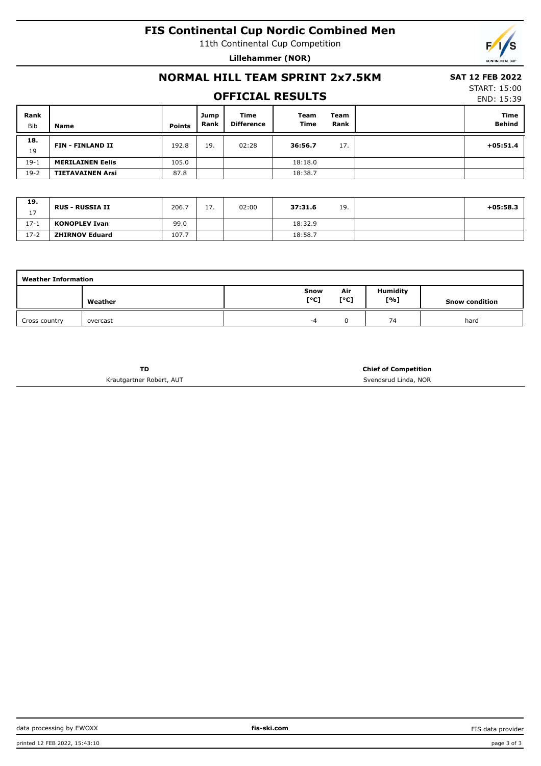# FIS Continental Cup Nordic Combined Men

11th Continental Cup Competition

**Lillehammer (NOR)**

## NORMAL HILL TEAM SPRINT 2x7.5KM

**SAT 12 FEB 2022**

START: 15:00

END: 15:39

## OFFICIAL RESULTS

| Rank Bib | Name | Points | Jump Rank | Time Difference | Team Time | Team Rank | | Time Behind |
|---|---|---|---|---|---|---|---|---|
| **18.** 19 | **FIN - FINLAND II** | 192.8 | 19. | 02:28 | **36:56.7** | 17. | | **+05:51.4** |
| 19-1 | **MERILAINEN Eelis** | 105.0 | | | 18:18.0 | | | |
| 19-2 | **TIETAVAINEN Arsi** | 87.8 | | | 18:38.7 | | | |
| **19.** 17 | **RUS - RUSSIA II** | 206.7 | 17. | 02:00 | **37:31.6** | 19. | | **+05:58.3** |
| 17-1 | **KONOPLEV Ivan** | 99.0 | | | 18:32.9 | | | |
| 17-2 | **ZHIRNOV Eduard** | 107.7 | | | 18:58.7 | | | |

| Weather Information | | | | | |
|---|---|---|---|---|---|
| | Weather | Snow [°C] | Air [°C] | Humidity [%] | Snow condition |
| Cross country | overcast | -4 | 0 | 74 | hard |

**TD**
Krautgartner Robert, AUT

**Chief of Competition**
Svendsrud Linda, NOR

data processing by EWOXX | fis-ski.com | FIS data provider

printed 12 FEB 2022, 15:43:10